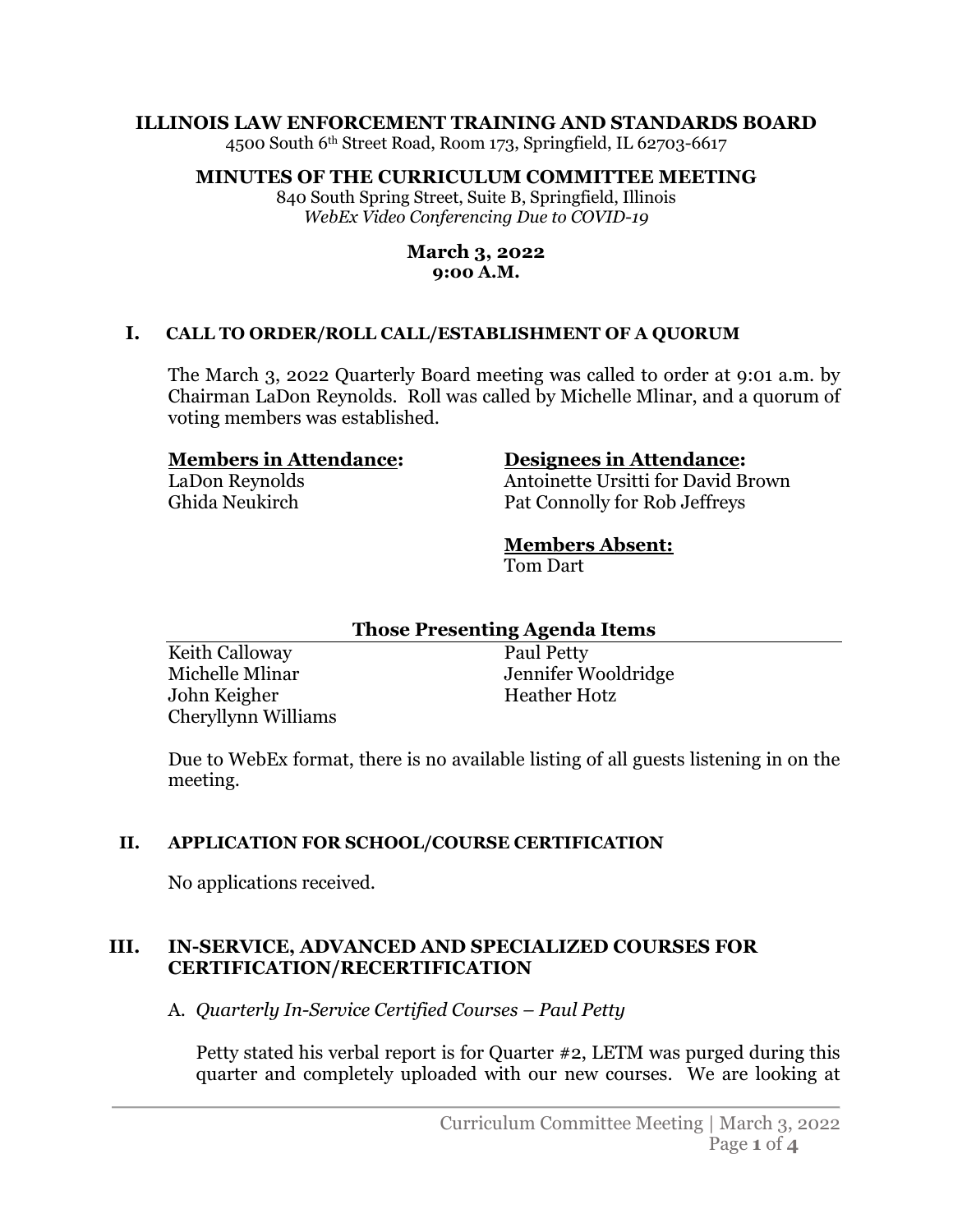**ILLINOIS LAW ENFORCEMENT TRAINING AND STANDARDS BOARD**
4500 South 6th Street Road, Room 173, Springfield, IL 62703-6617

**MINUTES OF THE CURRICULUM COMMITTEE MEETING**
840 South Spring Street, Suite B, Springfield, Illinois
*WebEx Video Conferencing Due to COVID-19*

**March 3, 2022**
**9:00 A.M.**

## I. CALL TO ORDER/ROLL CALL/ESTABLISHMENT OF A QUORUM

The March 3, 2022 Quarterly Board meeting was called to order at 9:01 a.m. by Chairman LaDon Reynolds. Roll was called by Michelle Mlinar, and a quorum of voting members was established.

**Members in Attendance:**
LaDon Reynolds
Ghida Neukirch

**Designees in Attendance:**
Antoinette Ursitti for David Brown
Pat Connolly for Rob Jeffreys

**Members Absent:**
Tom Dart

**Those Presenting Agenda Items**

Keith Calloway
Michelle Mlinar
John Keigher
Cheryllynn Williams
Paul Petty
Jennifer Wooldridge
Heather Hotz

Due to WebEx format, there is no available listing of all guests listening in on the meeting.

## II. APPLICATION FOR SCHOOL/COURSE CERTIFICATION

No applications received.

## III. IN-SERVICE, ADVANCED AND SPECIALIZED COURSES FOR CERTIFICATION/RECERTIFICATION

A. *Quarterly In-Service Certified Courses – Paul Petty*

Petty stated his verbal report is for Quarter #2, LETM was purged during this quarter and completely uploaded with our new courses. We are looking at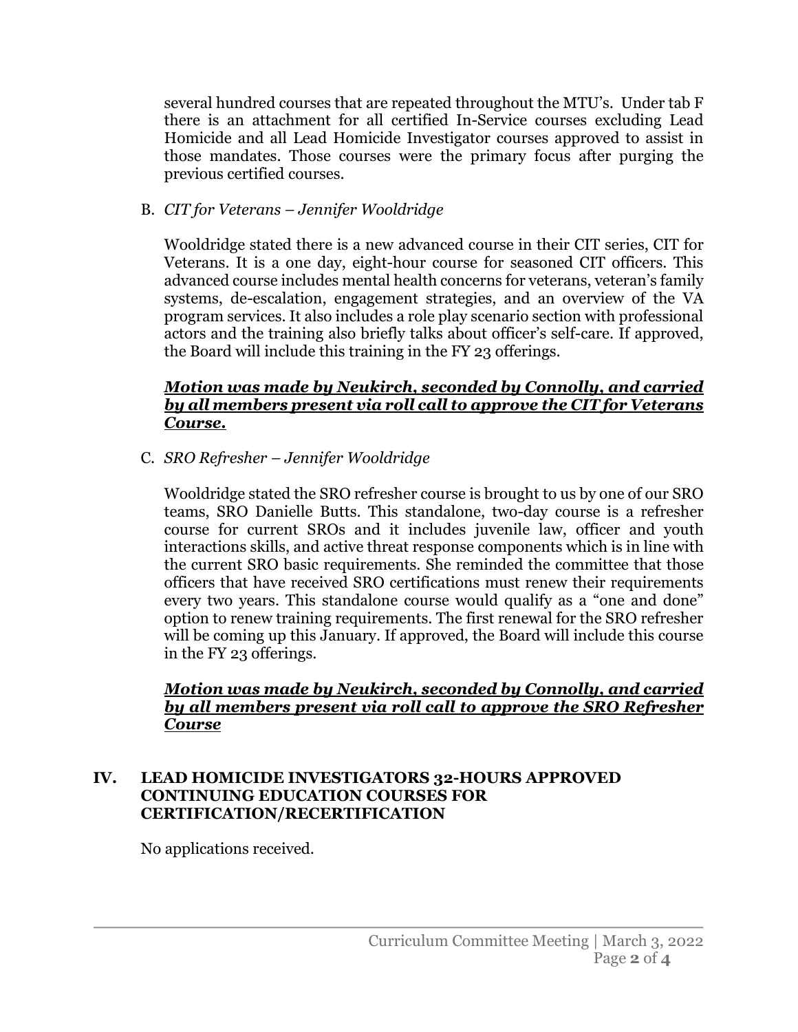several hundred courses that are repeated throughout the MTU's. Under tab F there is an attachment for all certified In-Service courses excluding Lead Homicide and all Lead Homicide Investigator courses approved to assist in those mandates. Those courses were the primary focus after purging the previous certified courses.

B. *CIT for Veterans – Jennifer Wooldridge*

Wooldridge stated there is a new advanced course in their CIT series, CIT for Veterans. It is a one day, eight-hour course for seasoned CIT officers. This advanced course includes mental health concerns for veterans, veteran's family systems, de-escalation, engagement strategies, and an overview of the VA program services. It also includes a role play scenario section with professional actors and the training also briefly talks about officer's self-care. If approved, the Board will include this training in the FY 23 offerings.

***<u>Motion was made by Neukirch, seconded by Connolly, and carried by all members present via roll call to approve the CIT for Veterans Course.</u>***

C. *SRO Refresher – Jennifer Wooldridge*

Wooldridge stated the SRO refresher course is brought to us by one of our SRO teams, SRO Danielle Butts. This standalone, two-day course is a refresher course for current SROs and it includes juvenile law, officer and youth interactions skills, and active threat response components which is in line with the current SRO basic requirements. She reminded the committee that those officers that have received SRO certifications must renew their requirements every two years. This standalone course would qualify as a "one and done" option to renew training requirements. The first renewal for the SRO refresher will be coming up this January. If approved, the Board will include this course in the FY 23 offerings.

***<u>Motion was made by Neukirch, seconded by Connolly, and carried by all members present via roll call to approve the SRO Refresher Course</u>***

## IV. LEAD HOMICIDE INVESTIGATORS 32-HOURS APPROVED CONTINUING EDUCATION COURSES FOR CERTIFICATION/RECERTIFICATION

No applications received.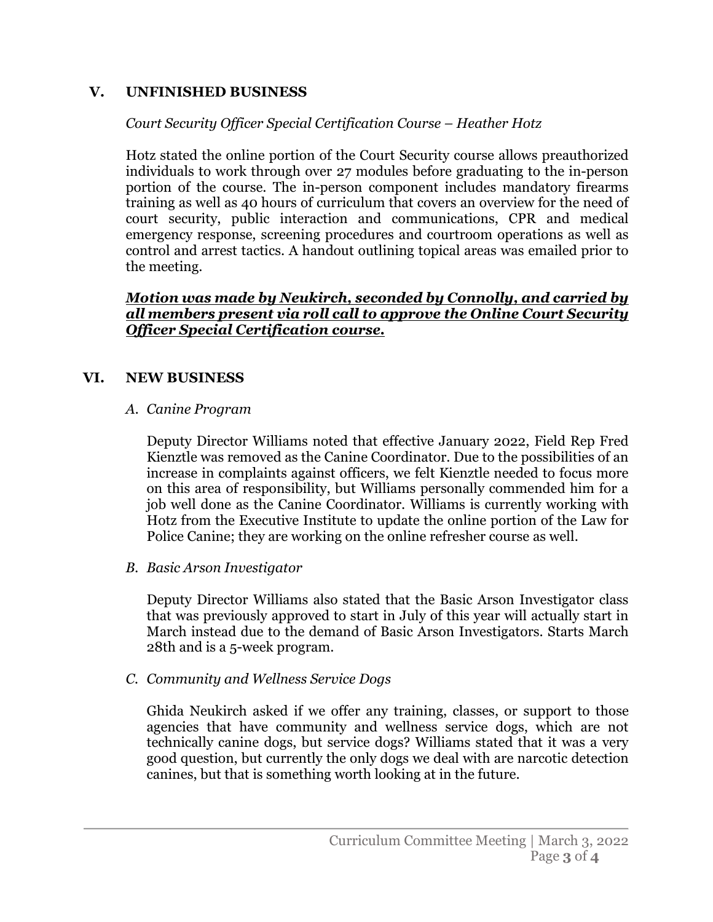## V. UNFINISHED BUSINESS

*Court Security Officer Special Certification Course – Heather Hotz*

Hotz stated the online portion of the Court Security course allows preauthorized individuals to work through over 27 modules before graduating to the in-person portion of the course. The in-person component includes mandatory firearms training as well as 40 hours of curriculum that covers an overview for the need of court security, public interaction and communications, CPR and medical emergency response, screening procedures and courtroom operations as well as control and arrest tactics. A handout outlining topical areas was emailed prior to the meeting.

***<u>Motion was made by Neukirch, seconded by Connolly, and carried by all members present via roll call to approve the Online Court Security Officer Special Certification course.</u>***

## VI. NEW BUSINESS

*A. Canine Program*

Deputy Director Williams noted that effective January 2022, Field Rep Fred Kienztle was removed as the Canine Coordinator. Due to the possibilities of an increase in complaints against officers, we felt Kienztle needed to focus more on this area of responsibility, but Williams personally commended him for a job well done as the Canine Coordinator. Williams is currently working with Hotz from the Executive Institute to update the online portion of the Law for Police Canine; they are working on the online refresher course as well.

*B. Basic Arson Investigator*

Deputy Director Williams also stated that the Basic Arson Investigator class that was previously approved to start in July of this year will actually start in March instead due to the demand of Basic Arson Investigators. Starts March 28th and is a 5-week program.

*C. Community and Wellness Service Dogs*

Ghida Neukirch asked if we offer any training, classes, or support to those agencies that have community and wellness service dogs, which are not technically canine dogs, but service dogs? Williams stated that it was a very good question, but currently the only dogs we deal with are narcotic detection canines, but that is something worth looking at in the future.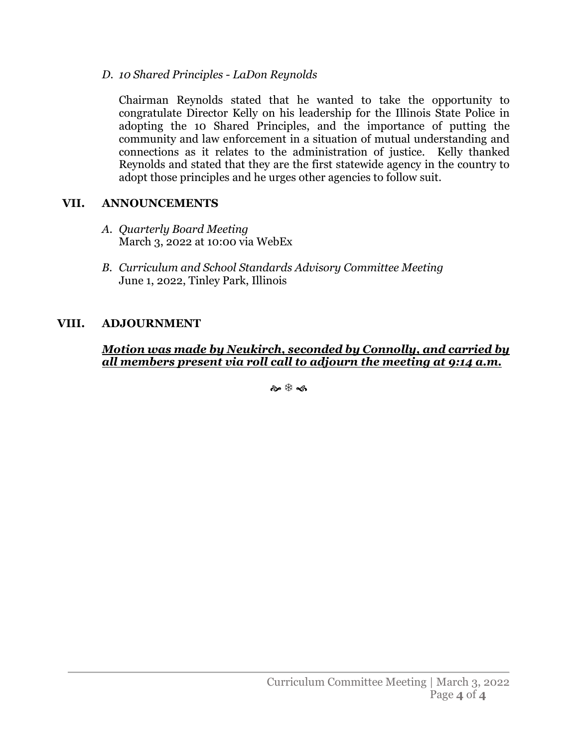*D. 10 Shared Principles - LaDon Reynolds*

Chairman Reynolds stated that he wanted to take the opportunity to congratulate Director Kelly on his leadership for the Illinois State Police in adopting the 10 Shared Principles, and the importance of putting the community and law enforcement in a situation of mutual understanding and connections as it relates to the administration of justice. Kelly thanked Reynolds and stated that they are the first statewide agency in the country to adopt those principles and he urges other agencies to follow suit.

## VII. ANNOUNCEMENTS

*A. Quarterly Board Meeting*
March 3, 2022 at 10:00 via WebEx

*B. Curriculum and School Standards Advisory Committee Meeting*
June 1, 2022, Tinley Park, Illinois

## VIII. ADJOURNMENT

***Motion was made by Neukirch, seconded by Connolly, and carried by all members present via roll call to adjourn the meeting at 9:14 a.m.***

☙ ❄ ❧